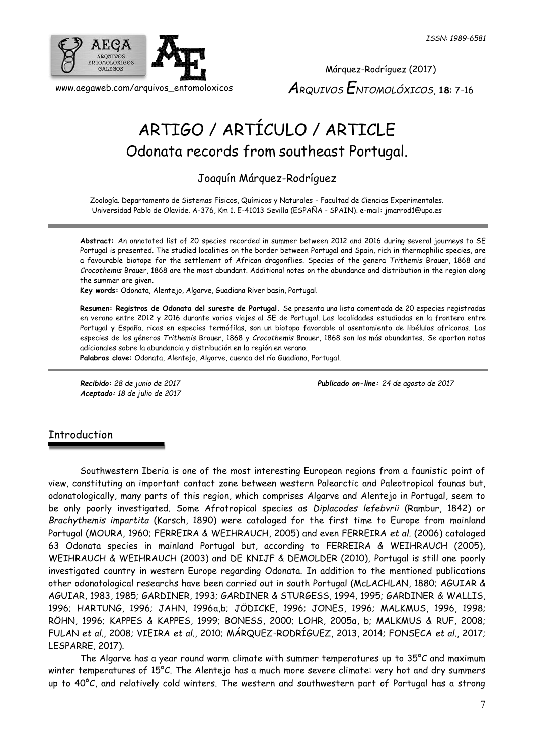# ARTIGO / ARTÍCULO / ARTICLE

## Odonata records from southeast Portugal.

Joaquín Márquez-Rodríguez

Zoología. Departamento de Sistemas Físicos, Químicos y Naturales - Facultad de Ciencias Experimentales. Universidad Pablo de Olavide. A-376, Km 1. E-41013 Sevilla (ESPAÑA - SPAIN). e-mail: jmarrod1@upo.es

**Abstract:** An annotated list of 20 species recorded in summer between 2012 and 2016 during several journeys to SE Portugal is presented. The studied localities on the border between Portugal and Spain, rich in thermophilic species, are a favourable biotope for the settlement of African dragonflies. Species of the genera *Trithemis* Brauer, 1868 and *Crocothemis* Brauer, 1868 are the most abundant. Additional notes on the abundance and distribution in the region along the summer are given.

**Key words:** Odonata, Alentejo, Algarve, Guadiana River basin, Portugal.

**Resumen: Registros de Odonata del sureste de Portugal.** Se presenta una lista comentada de 20 especies registradas en verano entre 2012 y 2016 durante varios viajes al SE de Portugal. Las localidades estudiadas en la frontera entre Portugal y España, ricas en especies termófilas, son un biotopo favorable al asentamiento de libélulas africanas. Las especies de los géneros *Trithemis* Brauer, 1868 y *Crocothemis* Brauer, 1868 son las más abundantes. Se aportan notas adicionales sobre la abundancia y distribución en la región en verano.

**Palabras clave:** Odonata, Alentejo, Algarve, cuenca del río Guadiana, Portugal.

***Recibido:*** *28 de junio de 2017*
***Aceptado:*** *18 de julio de 2017*
***Publicado on-line:*** *24 de agosto de 2017*

## Introduction

Southwestern Iberia is one of the most interesting European regions from a faunistic point of view, constituting an important contact zone between western Palearctic and Paleotropical faunas but, odonatologically, many parts of this region, which comprises Algarve and Alentejo in Portugal, seem to be only poorly investigated. Some Afrotropical species as *Diplacodes lefebvrii* (Rambur, 1842) or *Brachythemis impartita* (Karsch, 1890) were cataloged for the first time to Europe from mainland Portugal (MOURA, 1960; FERREIRA & WEIHRAUCH, 2005) and even FERREIRA *et al.* (2006) cataloged 63 Odonata species in mainland Portugal but, according to FERREIRA & WEIHRAUCH (2005), WEIHRAUCH & WEIHRAUCH (2003) and DE KNIJF & DEMOLDER (2010), Portugal is still one poorly investigated country in western Europe regarding Odonata. In addition to the mentioned publications other odonatological researchs have been carried out in south Portugal (McLACHLAN, 1880; AGUIAR & AGUIAR, 1983, 1985; GARDINER, 1993; GARDINER & STURGESS, 1994, 1995; GARDINER & WALLIS, 1996; HARTUNG, 1996; JAHN, 1996a,b; JÖDICKE, 1996; JONES, 1996; MALKMUS, 1996, 1998; RÖHN, 1996; KAPPES & KAPPES, 1999; BONESS, 2000; LOHR, 2005a, b; MALKMUS & RUF, 2008; FULAN *et al.*, 2008; VIEIRA *et al.*, 2010; MÁRQUEZ-RODRÍGUEZ, 2013, 2014; FONSECA *et al.*, 2017; LESPARRE, 2017).

The Algarve has a year round warm climate with summer temperatures up to 35°C and maximum winter temperatures of 15°C. The Alentejo has a much more severe climate: very hot and dry summers up to 40°C, and relatively cold winters. The western and southwestern part of Portugal has a strong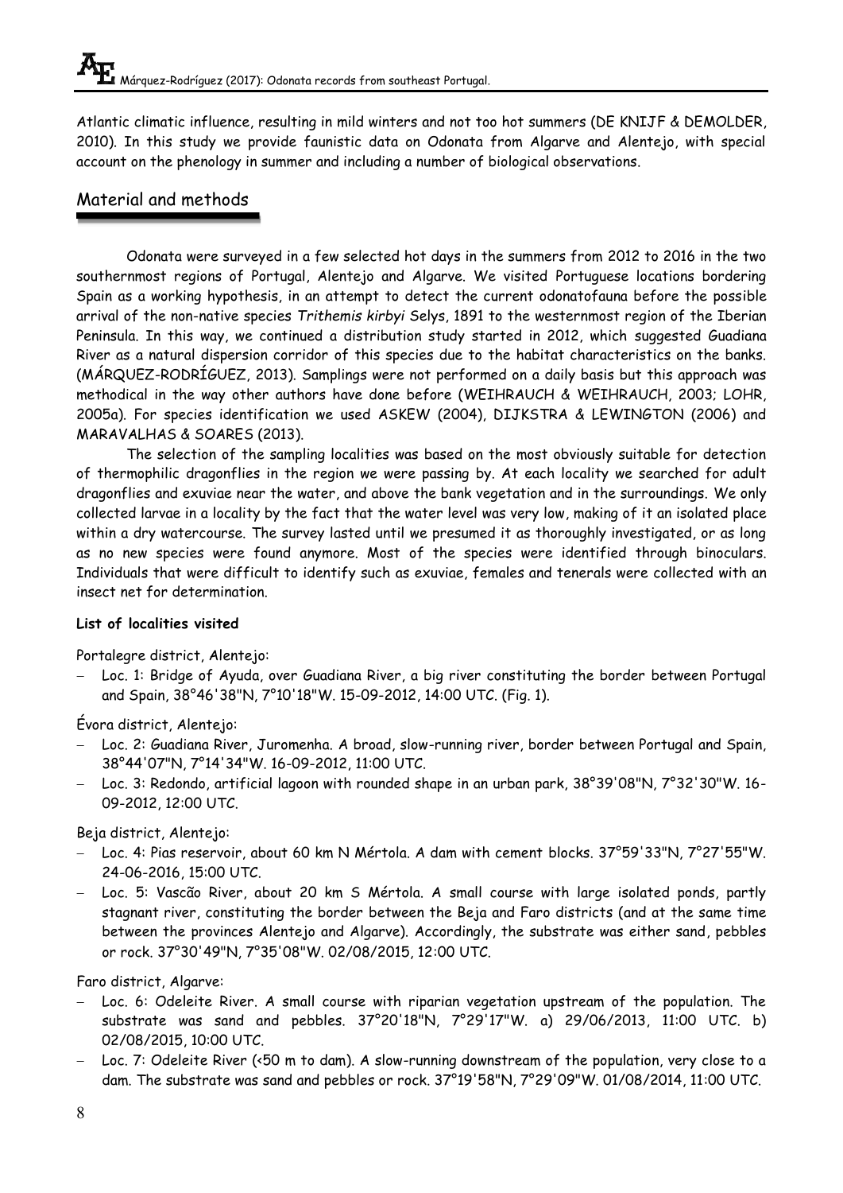Atlantic climatic influence, resulting in mild winters and not too hot summers (DE KNIJF & DEMOLDER, 2010). In this study we provide faunistic data on Odonata from Algarve and Alentejo, with special account on the phenology in summer and including a number of biological observations.

## Material and methods

Odonata were surveyed in a few selected hot days in the summers from 2012 to 2016 in the two southernmost regions of Portugal, Alentejo and Algarve. We visited Portuguese locations bordering Spain as a working hypothesis, in an attempt to detect the current odonatofauna before the possible arrival of the non-native species *Trithemis kirbyi* Selys, 1891 to the westernmost region of the Iberian Peninsula. In this way, we continued a distribution study started in 2012, which suggested Guadiana River as a natural dispersion corridor of this species due to the habitat characteristics on the banks. (MÁRQUEZ-RODRÍGUEZ, 2013). Samplings were not performed on a daily basis but this approach was methodical in the way other authors have done before (WEIHRAUCH & WEIHRAUCH, 2003; LOHR, 2005a). For species identification we used ASKEW (2004), DIJKSTRA & LEWINGTON (2006) and MARAVALHAS & SOARES (2013).

The selection of the sampling localities was based on the most obviously suitable for detection of thermophilic dragonflies in the region we were passing by. At each locality we searched for adult dragonflies and exuviae near the water, and above the bank vegetation and in the surroundings. We only collected larvae in a locality by the fact that the water level was very low, making of it an isolated place within a dry watercourse. The survey lasted until we presumed it as thoroughly investigated, or as long as no new species were found anymore. Most of the species were identified through binoculars. Individuals that were difficult to identify such as exuviae, females and tenerals were collected with an insect net for determination.

**List of localities visited**

Portalegre district, Alentejo:

- Loc. 1: Bridge of Ayuda, over Guadiana River, a big river constituting the border between Portugal and Spain, 38°46'38"N, 7°10'18"W. 15-09-2012, 14:00 UTC. (Fig. 1).

Évora district, Alentejo:

- Loc. 2: Guadiana River, Juromenha. A broad, slow-running river, border between Portugal and Spain, 38°44'07"N, 7°14'34"W. 16-09-2012, 11:00 UTC.
- Loc. 3: Redondo, artificial lagoon with rounded shape in an urban park, 38°39'08"N, 7°32'30"W. 16-09-2012, 12:00 UTC.

Beja district, Alentejo:

- Loc. 4: Pias reservoir, about 60 km N Mértola. A dam with cement blocks. 37°59'33"N, 7°27'55"W. 24-06-2016, 15:00 UTC.
- Loc. 5: Vascão River, about 20 km S Mértola. A small course with large isolated ponds, partly stagnant river, constituting the border between the Beja and Faro districts (and at the same time between the provinces Alentejo and Algarve). Accordingly, the substrate was either sand, pebbles or rock. 37°30'49"N, 7°35'08"W. 02/08/2015, 12:00 UTC.

Faro district, Algarve:

- Loc. 6: Odeleite River. A small course with riparian vegetation upstream of the population. The substrate was sand and pebbles. 37°20'18"N, 7°29'17"W. a) 29/06/2013, 11:00 UTC. b) 02/08/2015, 10:00 UTC.
- Loc. 7: Odeleite River (<50 m to dam). A slow-running downstream of the population, very close to a dam. The substrate was sand and pebbles or rock. 37°19'58"N, 7°29'09"W. 01/08/2014, 11:00 UTC.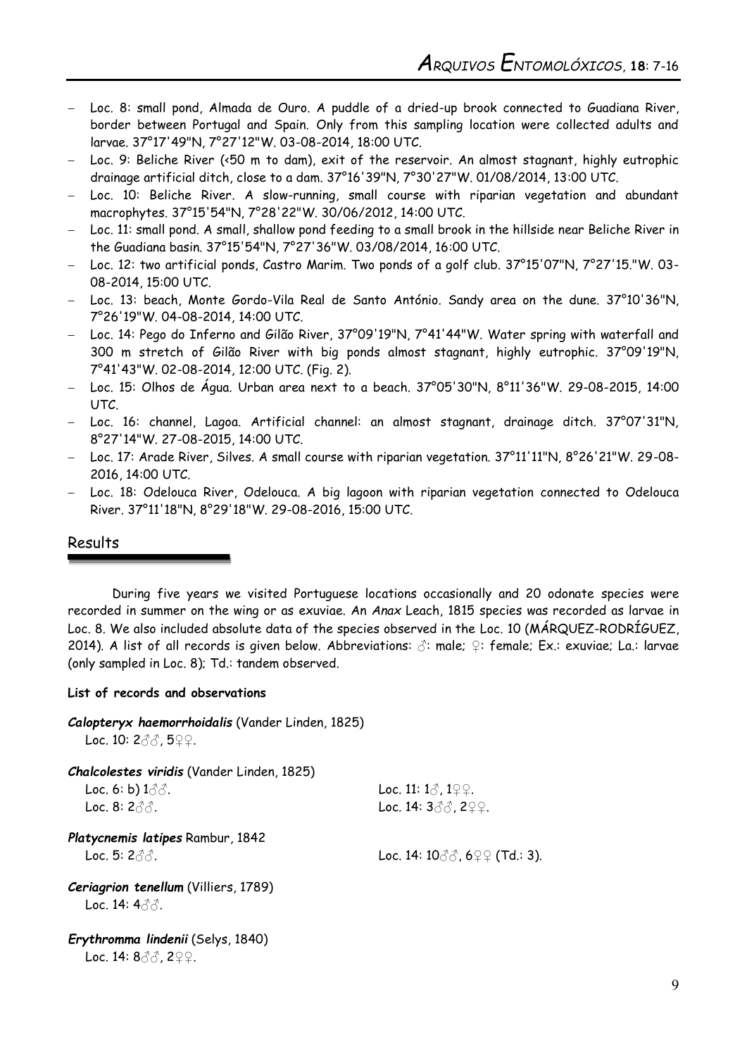- Loc. 8: small pond, Almada de Ouro. A puddle of a dried-up brook connected to Guadiana River, border between Portugal and Spain. Only from this sampling location were collected adults and larvae. 37°17'49"N, 7°27'12"W. 03-08-2014, 18:00 UTC.
- Loc. 9: Beliche River (<50 m to dam), exit of the reservoir. An almost stagnant, highly eutrophic drainage artificial ditch, close to a dam. 37°16'39"N, 7°30'27"W. 01/08/2014, 13:00 UTC.
- Loc. 10: Beliche River. A slow-running, small course with riparian vegetation and abundant macrophytes. 37°15'54"N, 7°28'22"W. 30/06/2012, 14:00 UTC.
- Loc. 11: small pond. A small, shallow pond feeding to a small brook in the hillside near Beliche River in the Guadiana basin. 37°15'54"N, 7°27'36"W. 03/08/2014, 16:00 UTC.
- Loc. 12: two artificial ponds, Castro Marim. Two ponds of a golf club. 37°15'07"N, 7°27'15."W. 03-08-2014, 15:00 UTC.
- Loc. 13: beach, Monte Gordo-Vila Real de Santo António. Sandy area on the dune. 37°10'36"N, 7°26'19"W. 04-08-2014, 14:00 UTC.
- Loc. 14: Pego do Inferno and Gilão River, 37°09'19"N, 7°41'44"W. Water spring with waterfall and 300 m stretch of Gilão River with big ponds almost stagnant, highly eutrophic. 37°09'19"N, 7°41'43"W. 02-08-2014, 12:00 UTC. (Fig. 2).
- Loc. 15: Olhos de Água. Urban area next to a beach. 37°05'30"N, 8°11'36"W. 29-08-2015, 14:00 UTC.
- Loc. 16: channel, Lagoa. Artificial channel: an almost stagnant, drainage ditch. 37°07'31"N, 8°27'14"W. 27-08-2015, 14:00 UTC.
- Loc. 17: Arade River, Silves. A small course with riparian vegetation. 37°11'11"N, 8°26'21"W. 29-08-2016, 14:00 UTC.
- Loc. 18: Odelouca River, Odelouca. A big lagoon with riparian vegetation connected to Odelouca River. 37°11'18"N, 8°29'18"W. 29-08-2016, 15:00 UTC.

## Results

During five years we visited Portuguese locations occasionally and 20 odonate species were recorded in summer on the wing or as exuviae. An *Anax* Leach, 1815 species was recorded as larvae in Loc. 8. We also included absolute data of the species observed in the Loc. 10 (MÁRQUEZ-RODRÍGUEZ, 2014). A list of all records is given below. Abbreviations: ♂: male; ♀: female; Ex.: exuviae; La.: larvae (only sampled in Loc. 8); Td.: tandem observed.

**List of records and observations**

***Calopteryx haemorrhoidalis*** (Vander Linden, 1825)
Loc. 10: 2♂♂, 5♀♀.

***Chalcolestes viridis*** (Vander Linden, 1825)
Loc. 6: b) 1♂♂.
Loc. 8: 2♂♂.
Loc. 11: 1♂, 1♀♀.
Loc. 14: 3♂♂, 2♀♀.

***Platycnemis latipes*** Rambur, 1842
Loc. 5: 2♂♂.
Loc. 14: 10♂♂, 6♀♀ (Td.: 3).

***Ceriagrion tenellum*** (Villiers, 1789)
Loc. 14: 4♂♂.

***Erythromma lindenii*** (Selys, 1840)
Loc. 14: 8♂♂, 2♀♀.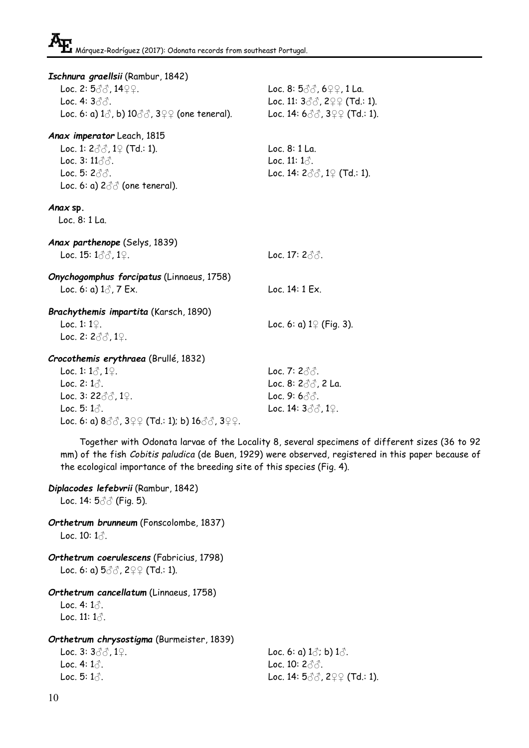***Ischnura graellsii*** (Rambur, 1842)

Loc. 2: 5♂♂, 14♀♀.
Loc. 4: 3♂♂.
Loc. 6: a) 1♂, b) 10♂♂, 3♀♀ (one teneral).
Loc. 8: 5♂♂, 6♀♀, 1 La.
Loc. 11: 3♂♂, 2♀♀ (Td.: 1).
Loc. 14: 6♂♂, 3♀♀ (Td.: 1).

***Anax imperator*** Leach, 1815

Loc. 1: 2♂♂, 1♀ (Td.: 1).
Loc. 3: 11♂♂.
Loc. 5: 2♂♂.
Loc. 6: a) 2♂♂ (one teneral).
Loc. 8: 1 La.
Loc. 11: 1♂.
Loc. 14: 2♂♂, 1♀ (Td.: 1).

***Anax* sp.**

Loc. 8: 1 La.

***Anax parthenope*** (Selys, 1839)

Loc. 15: 1♂♂, 1♀.
Loc. 17: 2♂♂.

***Onychogomphus forcipatus*** (Linnaeus, 1758)

Loc. 6: a) 1♂, 7 Ex.
Loc. 14: 1 Ex.

***Brachythemis impartita*** (Karsch, 1890)

Loc. 1: 1♀.
Loc. 2: 2♂♂, 1♀.
Loc. 6: a) 1♀ (Fig. 3).

***Crocothemis erythraea*** (Brullé, 1832)

Loc. 1: 1♂, 1♀.
Loc. 2: 1♂.
Loc. 3: 22♂♂, 1♀.
Loc. 5: 1♂.
Loc. 6: a) 8♂♂, 3♀♀ (Td.: 1); b) 16♂♂, 3♀♀.
Loc. 7: 2♂♂.
Loc. 8: 2♂♂, 2 La.
Loc. 9: 6♂♂.
Loc. 14: 3♂♂, 1♀.

Together with Odonata larvae of the Locality 8, several specimens of different sizes (36 to 92 mm) of the fish *Cobitis paludica* (de Buen, 1929) were observed, registered in this paper because of the ecological importance of the breeding site of this species (Fig. 4).

***Diplacodes lefebvrii*** (Rambur, 1842)

Loc. 14: 5♂♂ (Fig. 5).

***Orthetrum brunneum*** (Fonscolombe, 1837)

Loc. 10: 1♂.

***Orthetrum coerulescens*** (Fabricius, 1798)

Loc. 6: a) 5♂♂, 2♀♀ (Td.: 1).

***Orthetrum cancellatum*** (Linnaeus, 1758)

Loc. 4: 1♂.
Loc. 11: 1♂.

***Orthetrum chrysostigma*** (Burmeister, 1839)

Loc. 3: 3♂♂, 1♀.
Loc. 4: 1♂.
Loc. 5: 1♂.
Loc. 6: a) 1♂; b) 1♂.
Loc. 10: 2♂♂.
Loc. 14: 5♂♂, 2♀♀ (Td.: 1).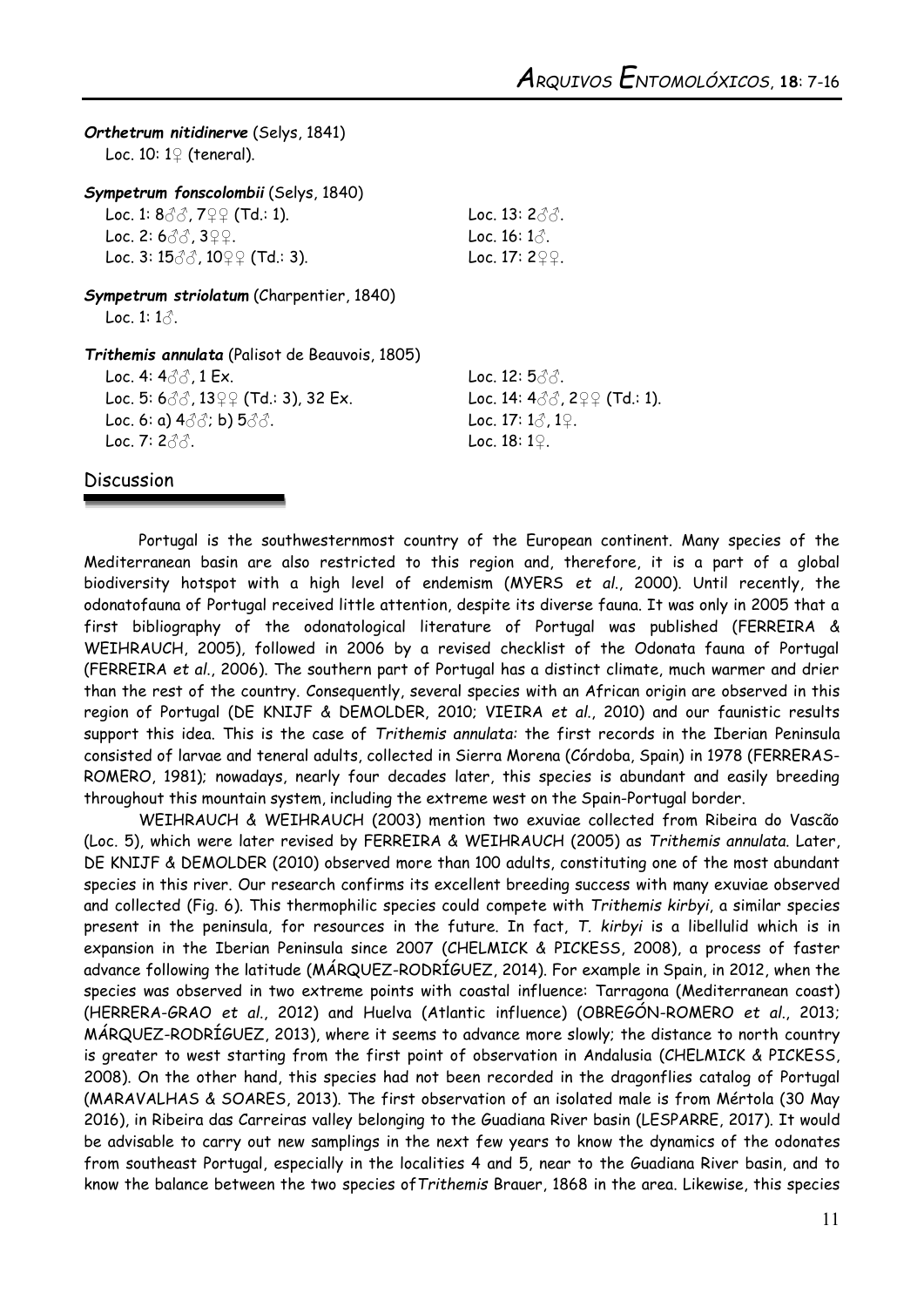***Orthetrum nitidinerve*** (Selys, 1841)

Loc. 10: 1♀ (teneral).

***Sympetrum fonscolombii*** (Selys, 1840)

Loc. 1: 8♂♂, 7♀♀ (Td.: 1).
Loc. 2: 6♂♂, 3♀♀.
Loc. 3: 15♂♂, 10♀♀ (Td.: 3).
Loc. 13: 2♂♂.
Loc. 16: 1♂.
Loc. 17: 2♀♀.

***Sympetrum striolatum*** (Charpentier, 1840)

Loc. 1: 1♂.

***Trithemis annulata*** (Palisot de Beauvois, 1805)

Loc. 4: 4♂♂, 1 Ex.
Loc. 5: 6♂♂, 13♀♀ (Td.: 3), 32 Ex.
Loc. 6: a) 4♂♂; b) 5♂♂.
Loc. 7: 2♂♂.
Loc. 12: 5♂♂.
Loc. 14: 4♂♂, 2♀♀ (Td.: 1).
Loc. 17: 1♂, 1♀.
Loc. 18: 1♀.

## Discussion

Portugal is the southwesternmost country of the European continent. Many species of the Mediterranean basin are also restricted to this region and, therefore, it is a part of a global biodiversity hotspot with a high level of endemism (MYERS *et al.*, 2000). Until recently, the odonatofauna of Portugal received little attention, despite its diverse fauna. It was only in 2005 that a first bibliography of the odonatological literature of Portugal was published (FERREIRA & WEIHRAUCH, 2005), followed in 2006 by a revised checklist of the Odonata fauna of Portugal (FERREIRA *et al.*, 2006). The southern part of Portugal has a distinct climate, much warmer and drier than the rest of the country. Consequently, several species with an African origin are observed in this region of Portugal (DE KNIJF & DEMOLDER, 2010; VIEIRA *et al.*, 2010) and our faunistic results support this idea. This is the case of *Trithemis annulata:* the first records in the Iberian Peninsula consisted of larvae and teneral adults, collected in Sierra Morena (Córdoba, Spain) in 1978 (FERRERAS-ROMERO, 1981); nowadays, nearly four decades later, this species is abundant and easily breeding throughout this mountain system, including the extreme west on the Spain-Portugal border.

WEIHRAUCH & WEIHRAUCH (2003) mention two exuviae collected from Ribeira do Vascão (Loc. 5), which were later revised by FERREIRA & WEIHRAUCH (2005) as *Trithemis annulata*. Later, DE KNIJF & DEMOLDER (2010) observed more than 100 adults, constituting one of the most abundant species in this river. Our research confirms its excellent breeding success with many exuviae observed and collected (Fig. 6). This thermophilic species could compete with *Trithemis kirbyi*, a similar species present in the peninsula, for resources in the future. In fact, *T. kirbyi* is a libellulid which is in expansion in the Iberian Peninsula since 2007 (CHELMICK & PICKESS, 2008), a process of faster advance following the latitude (MÁRQUEZ-RODRÍGUEZ, 2014). For example in Spain, in 2012, when the species was observed in two extreme points with coastal influence: Tarragona (Mediterranean coast) (HERRERA-GRAO *et al.*, 2012) and Huelva (Atlantic influence) (OBREGÓN-ROMERO *et al.*, 2013; MÁRQUEZ-RODRÍGUEZ, 2013), where it seems to advance more slowly; the distance to north country is greater to west starting from the first point of observation in Andalusia (CHELMICK & PICKESS, 2008). On the other hand, this species had not been recorded in the dragonflies catalog of Portugal (MARAVALHAS & SOARES, 2013). The first observation of an isolated male is from Mértola (30 May 2016), in Ribeira das Carreiras valley belonging to the Guadiana River basin (LESPARRE, 2017). It would be advisable to carry out new samplings in the next few years to know the dynamics of the odonates from southeast Portugal, especially in the localities 4 and 5, near to the Guadiana River basin, and to know the balance between the two species of *Trithemis* Brauer, 1868 in the area. Likewise, this species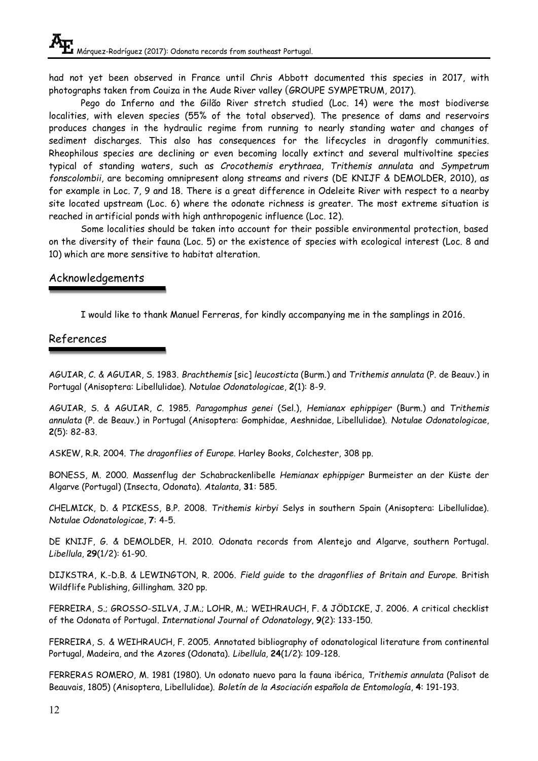had not yet been observed in France until Chris Abbott documented this species in 2017, with photographs taken from Couiza in the Aude River valley (GROUPE SYMPETRUM, 2017).

Pego do Inferno and the Gilão River stretch studied (Loc. 14) were the most biodiverse localities, with eleven species (55% of the total observed). The presence of dams and reservoirs produces changes in the hydraulic regime from running to nearly standing water and changes of sediment discharges. This also has consequences for the lifecycles in dragonfly communities. Rheophilous species are declining or even becoming locally extinct and several multivoltine species typical of standing waters, such as *Crocothemis erythraea*, *Trithemis annulata* and *Sympetrum fonscolombii*, are becoming omnipresent along streams and rivers (DE KNIJF & DEMOLDER, 2010), as for example in Loc. 7, 9 and 18. There is a great difference in Odeleite River with respect to a nearby site located upstream (Loc. 6) where the odonate richness is greater. The most extreme situation is reached in artificial ponds with high anthropogenic influence (Loc. 12).

Some localities should be taken into account for their possible environmental protection, based on the diversity of their fauna (Loc. 5) or the existence of species with ecological interest (Loc. 8 and 10) which are more sensitive to habitat alteration.

## Acknowledgements

I would like to thank Manuel Ferreras, for kindly accompanying me in the samplings in 2016.

## References

AGUIAR, C. & AGUIAR, S. 1983. *Brachthemis* [sic] *leucosticta* (Burm.) and *Trithemis annulata* (P. de Beauv.) in Portugal (Anisoptera: Libellulidae). *Notulae Odonatologicae*, **2**(1): 8-9.

AGUIAR, S. & AGUIAR, C. 1985. *Paragomphus genei* (Sel.), *Hemianax ephippiger* (Burm.) and *Trithemis annulata* (P. de Beauv.) in Portugal (Anisoptera: Gomphidae, Aeshnidae, Libellulidae). *Notulae Odonatologicae*, **2**(5): 82-83.

ASKEW, R.R. 2004. *The dragonflies of Europe*. Harley Books, Colchester, 308 pp.

BONESS, M. 2000. Massenflug der Schabrackenlibelle *Hemianax ephippiger* Burmeister an der Küste der Algarve (Portugal) (Insecta, Odonata). *Atalanta*, **31**: 585.

CHELMICK, D. & PICKESS, B.P. 2008. *Trithemis kirbyi* Selys in southern Spain (Anisoptera: Libellulidae). *Notulae Odonatologicae*, **7**: 4-5.

DE KNIJF, G. & DEMOLDER, H. 2010. Odonata records from Alentejo and Algarve, southern Portugal. *Libellula*, **29**(1/2): 61-90.

DIJKSTRA, K.-D.B. & LEWINGTON, R. 2006. *Field guide to the dragonflies of Britain and Europe*. British Wildflife Publishing, Gillingham. 320 pp.

FERREIRA, S.; GROSSO-SILVA, J.M.; LOHR, M.; WEIHRAUCH, F. & JÖDICKE, J. 2006. A critical checklist of the Odonata of Portugal. *International Journal of Odonatology*, **9**(2): 133-150.

FERREIRA, S. & WEIHRAUCH, F. 2005. Annotated bibliography of odonatological literature from continental Portugal, Madeira, and the Azores (Odonata). *Libellula*, **24**(1/2): 109-128.

FERRERAS ROMERO, M. 1981 (1980). Un odonato nuevo para la fauna ibérica, *Trithemis annulata* (Palisot de Beauvais, 1805) (Anisoptera, Libellulidae). *Boletín de la Asociación española de Entomología*, **4**: 191-193.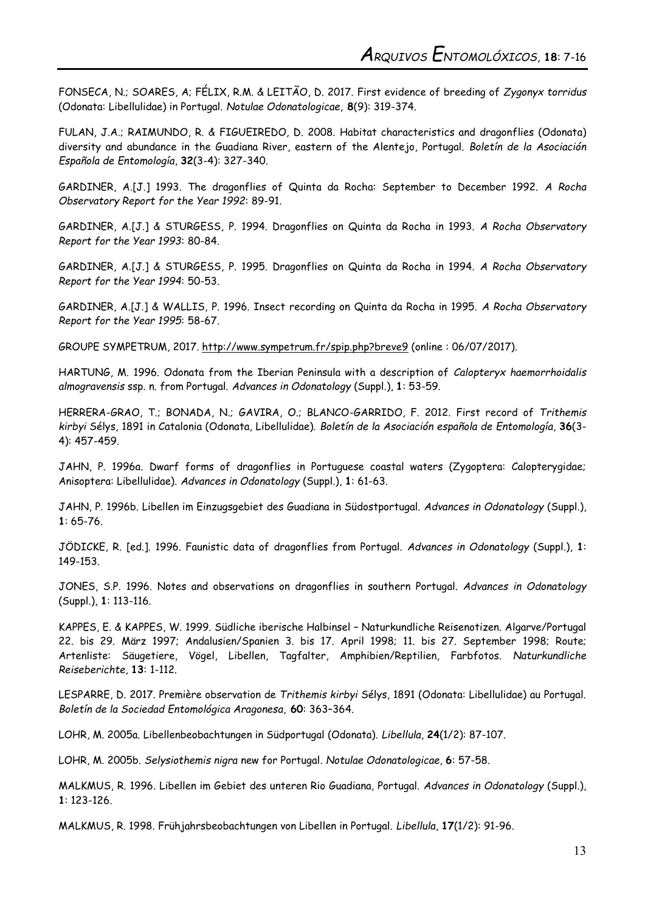FONSECA, N.; SOARES, A; FÉLIX, R.M. & LEITÃO, D. 2017. First evidence of breeding of *Zygonyx torridus* (Odonata: Libellulidae) in Portugal. *Notulae Odonatologicae*, **8**(9): 319-374.

FULAN, J.A.; RAIMUNDO, R. & FIGUEIREDO, D. 2008. Habitat characteristics and dragonflies (Odonata) diversity and abundance in the Guadiana River, eastern of the Alentejo, Portugal. *Boletín de la Asociación Española de Entomología*, **32**(3-4): 327-340.

GARDINER, A.[J.] 1993. The dragonflies of Quinta da Rocha: September to December 1992. *A Rocha Observatory Report for the Year 1992*: 89-91.

GARDINER, A.[J.] & STURGESS, P. 1994. Dragonflies on Quinta da Rocha in 1993. *A Rocha Observatory Report for the Year 1993*: 80-84.

GARDINER, A.[J.] & STURGESS, P. 1995. Dragonflies on Quinta da Rocha in 1994. *A Rocha Observatory Report for the Year 1994*: 50-53.

GARDINER, A.[J.] & WALLIS, P. 1996. Insect recording on Quinta da Rocha in 1995. *A Rocha Observatory Report for the Year 1995*: 58-67.

GROUPE SYMPETRUM, 2017. http://www.sympetrum.fr/spip.php?breve9 (online : 06/07/2017).

HARTUNG, M. 1996. Odonata from the Iberian Peninsula with a description of *Calopteryx haemorrhoidalis almogravensis* ssp. n. from Portugal. *Advances in Odonatology* (Suppl.), **1**: 53-59.

HERRERA-GRAO, T.; BONADA, N.; GAVIRA, O.; BLANCO-GARRIDO, F. 2012. First record of *Trithemis kirbyi* Sélys, 1891 in Catalonia (Odonata, Libellulidae). *Boletín de la Asociación española de Entomología*, **36**(3-4): 457-459.

JAHN, P. 1996a. Dwarf forms of dragonflies in Portuguese coastal waters (Zygoptera: Calopterygidae; Anisoptera: Libellulidae). *Advances in Odonatology* (Suppl.), **1**: 61-63.

JAHN, P. 1996b. Libellen im Einzugsgebiet des Guadiana in Südostportugal. *Advances in Odonatology* (Suppl.), **1**: 65-76.

JÖDICKE, R. [ed.]. 1996. Faunistic data of dragonflies from Portugal. *Advances in Odonatology* (Suppl.), **1**: 149-153.

JONES, S.P. 1996. Notes and observations on dragonflies in southern Portugal. *Advances in Odonatology* (Suppl.), **1**: 113-116.

KAPPES, E. & KAPPES, W. 1999. Südliche iberische Halbinsel – Naturkundliche Reisenotizen. Algarve/Portugal 22. bis 29. März 1997; Andalusien/Spanien 3. bis 17. April 1998; 11. bis 27. September 1998; Route; Artenliste: Säugetiere, Vögel, Libellen, Tagfalter, Amphibien/Reptilien, Farbfotos. *Naturkundliche Reiseberichte*, **13**: 1-112.

LESPARRE, D. 2017. Première observation de *Trithemis kirbyi* Sélys, 1891 (Odonata: Libellulidae) au Portugal. *Boletín de la Sociedad Entomológica Aragonesa*, **60**: 363–364.

LOHR, M. 2005a. Libellenbeobachtungen in Südportugal (Odonata). *Libellula*, **24**(1/2): 87-107.

LOHR, M. 2005b. *Selysiothemis nigra* new for Portugal. *Notulae Odonatologicae*, **6**: 57-58.

MALKMUS, R. 1996. Libellen im Gebiet des unteren Rio Guadiana, Portugal. *Advances in Odonatology* (Suppl.), **1**: 123-126.

MALKMUS, R. 1998. Frühjahrsbeobachtungen von Libellen in Portugal. *Libellula*, **17**(1/2): 91-96.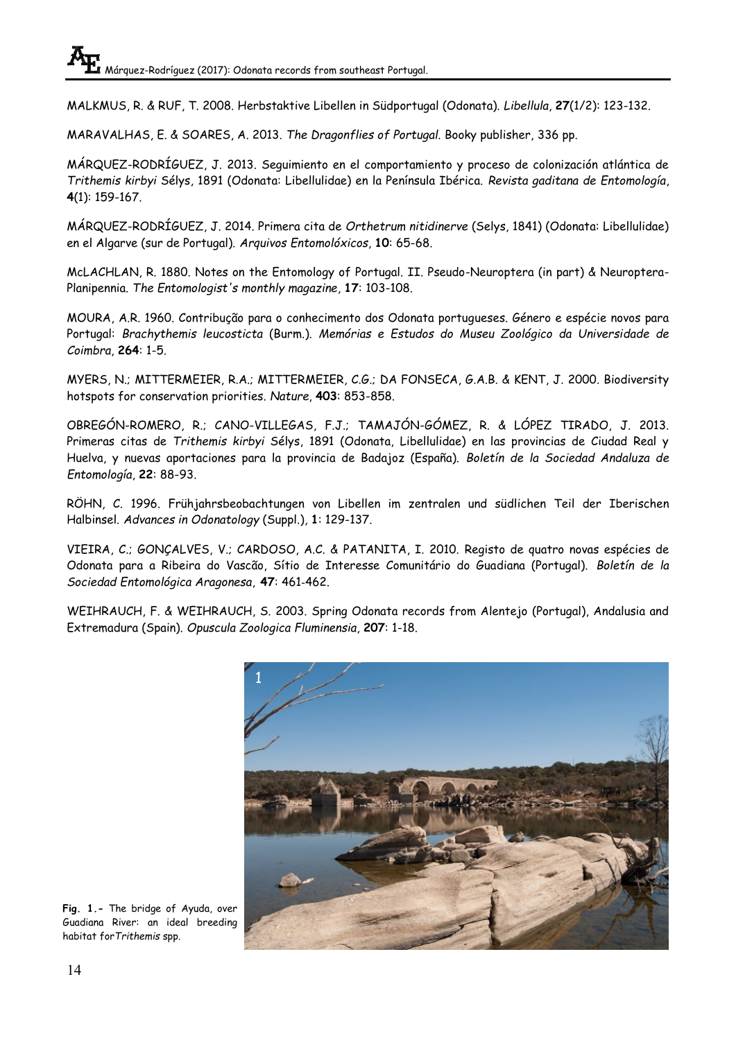MALKMUS, R. & RUF, T. 2008. Herbstaktive Libellen in Südportugal (Odonata). *Libellula*, **27**(1/2): 123-132.

MARAVALHAS, E. & SOARES, A. 2013. *The Dragonflies of Portugal*. Booky publisher, 336 pp.

MÁRQUEZ-RODRÍGUEZ, J. 2013. Seguimiento en el comportamiento y proceso de colonización atlántica de *Trithemis kirbyi* Sélys, 1891 (Odonata: Libellulidae) en la Península Ibérica. *Revista gaditana de Entomología*, **4**(1): 159-167.

MÁRQUEZ-RODRÍGUEZ, J. 2014. Primera cita de *Orthetrum nitidinerve* (Selys, 1841) (Odonata: Libellulidae) en el Algarve (sur de Portugal). *Arquivos Entomolóxicos*, **10**: 65-68.

McLACHLAN, R. 1880. Notes on the Entomology of Portugal. II. Pseudo-Neuroptera (in part) & Neuroptera-Planipennia. *The Entomologist's monthly magazine*, **17**: 103-108.

MOURA, A.R. 1960. Contribução para o conhecimento dos Odonata portugueses. Género e espécie novos para Portugal: *Brachythemis leucosticta* (Burm.). *Memórias e Estudos do Museu Zoológico da Universidade de Coimbra*, **264**: 1-5.

MYERS, N.; MITTERMEIER, R.A.; MITTERMEIER, C.G.; DA FONSECA, G.A.B. & KENT, J. 2000. Biodiversity hotspots for conservation priorities. *Nature*, **403**: 853-858.

OBREGÓN-ROMERO, R.; CANO-VILLEGAS, F.J.; TAMAJÓN-GÓMEZ, R. & LÓPEZ TIRADO, J. 2013. Primeras citas de *Trithemis kirbyi* Sélys, 1891 (Odonata, Libellulidae) en las provincias de Ciudad Real y Huelva, y nuevas aportaciones para la provincia de Badajoz (España). *Boletín de la Sociedad Andaluza de Entomología*, **22**: 88-93.

RÖHN, C. 1996. Frühjahrsbeobachtungen von Libellen im zentralen und südlichen Teil der Iberischen Halbinsel. *Advances in Odonatology* (Suppl.), **1**: 129-137.

VIEIRA, C.; GONÇALVES, V.; CARDOSO, A.C. & PATANITA, I. 2010. Registo de quatro novas espécies de Odonata para a Ribeira do Vascão, Sítio de Interesse Comunitário do Guadiana (Portugal). *Boletín de la Sociedad Entomológica Aragonesa*, **47**: 461-462.

WEIHRAUCH, F. & WEIHRAUCH, S. 2003. Spring Odonata records from Alentejo (Portugal), Andalusia and Extremadura (Spain). *Opuscula Zoologica Fluminensia*, **207**: 1-18.

**Fig. 1.-** The bridge of Ayuda, over Guadiana River: an ideal breeding habitat for *Trithemis* spp.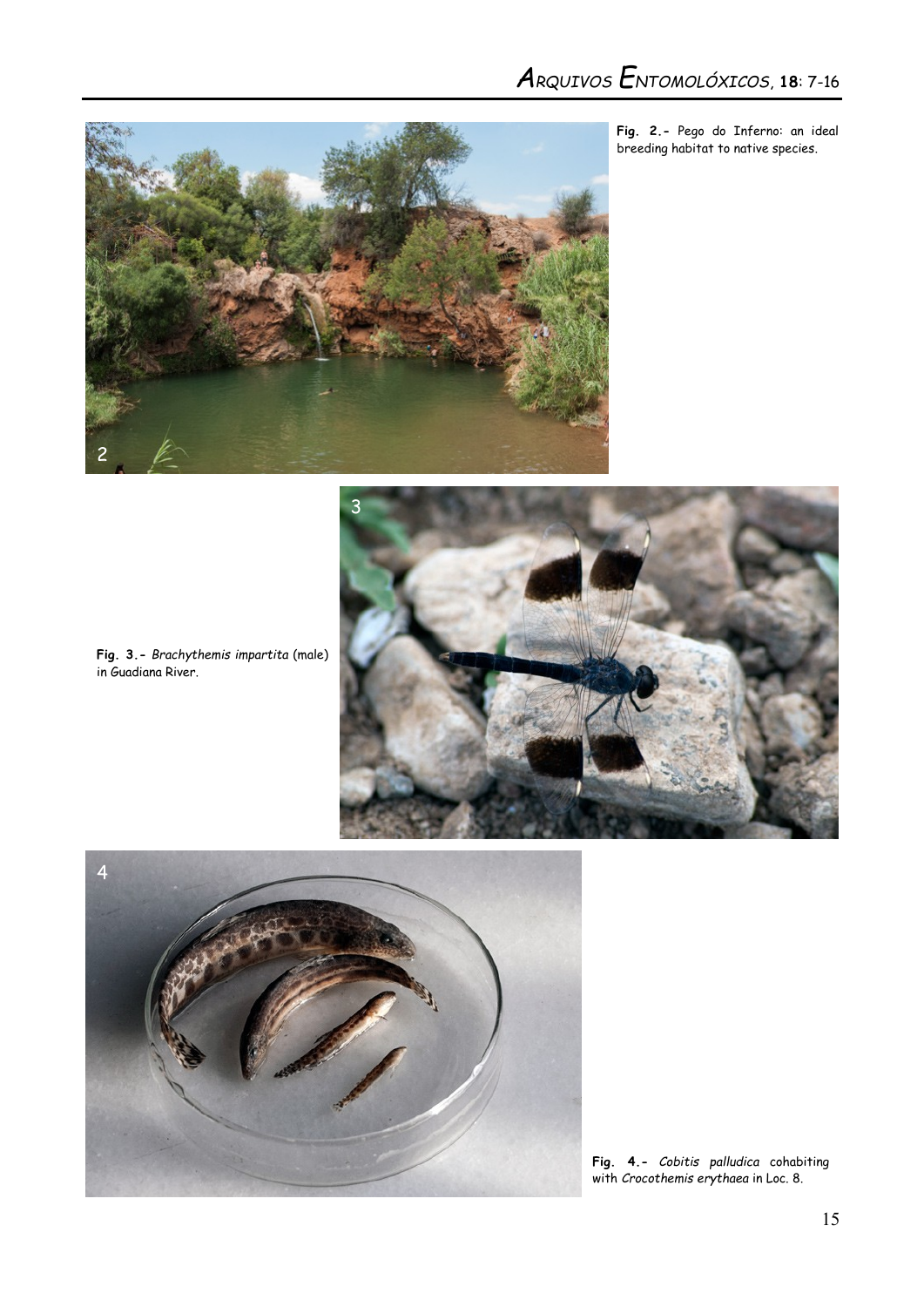**Fig. 2.-** Pego do Inferno: an ideal breeding habitat to native species.

**Fig. 3.-** *Brachythemis impartita* (male) in Guadiana River.

**Fig. 4.-** *Cobitis palludica* cohabiting with *Crocothemis erythaea* in Loc. 8.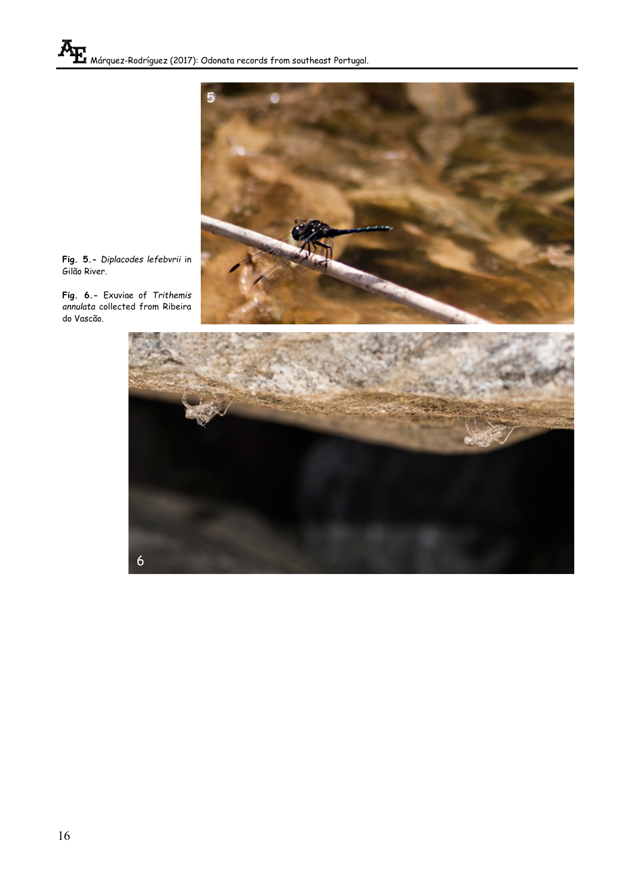**Fig. 5.-** *Diplacodes lefebvrii* in Gilão River.

**Fig. 6.-** Exuviae of *Trithemis annulata* collected from Ribeira do Vascão.